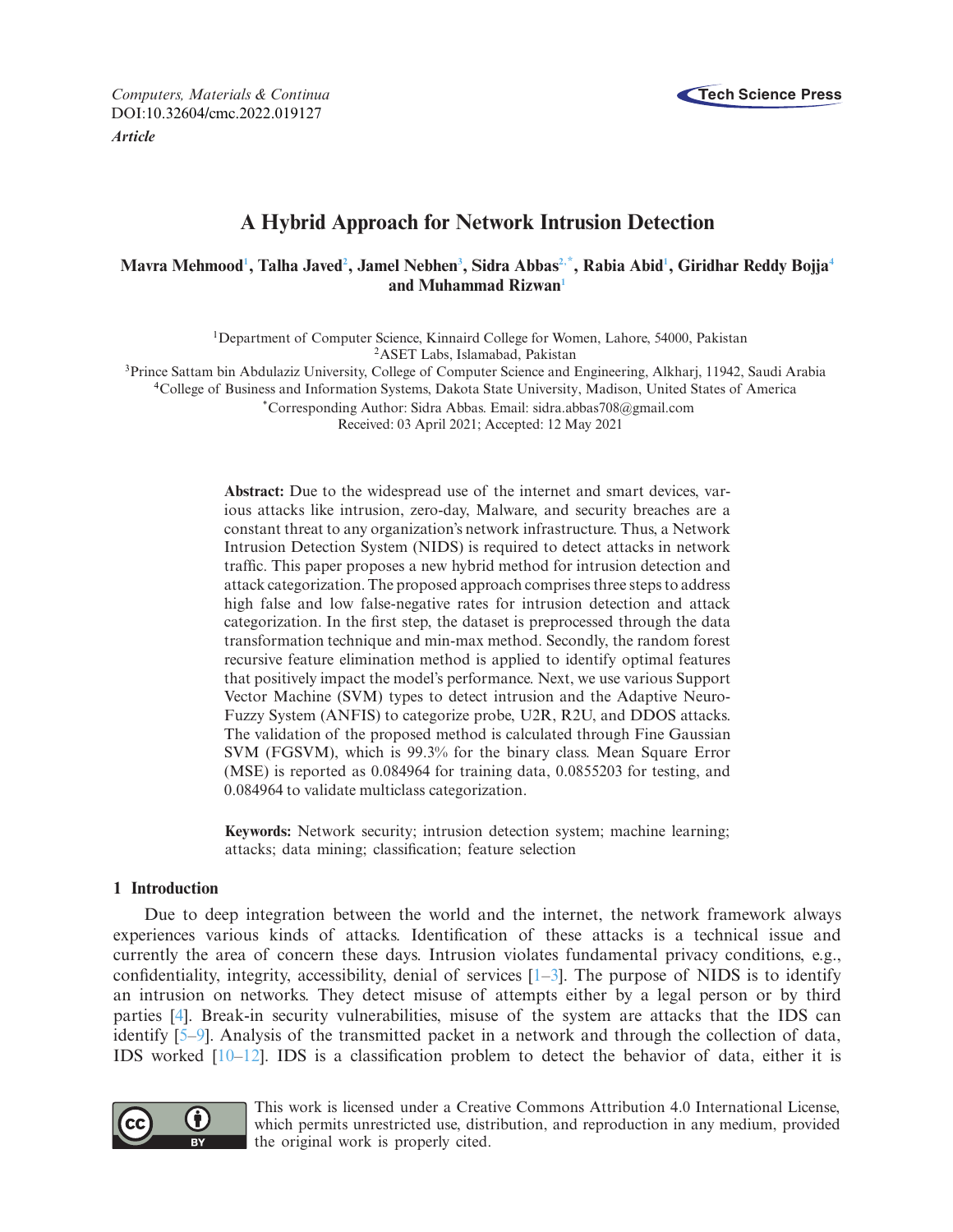Computers, Materials & Continua
DOI:10.32604/cmc.2022.019127
*Article*

# A Hybrid Approach for Network Intrusion Detection

**Mavra Mehmood[1], Talha Javed[2], Jamel Nebhen[3], Sidra Abbas[2,*], Rabia Abid[1], Giridhar Reddy Bojja[4] and Muhammad Rizwan[1]**

[1]Department of Computer Science, Kinnaird College for Women, Lahore, 54000, Pakistan
[2]ASET Labs, Islamabad, Pakistan
[3]Prince Sattam bin Abdulaziz University, College of Computer Science and Engineering, Alkharj, 11942, Saudi Arabia
[4]College of Business and Information Systems, Dakota State University, Madison, United States of America
[*]Corresponding Author: Sidra Abbas. Email: sidra.abbas708@gmail.com
Received: 03 April 2021; Accepted: 12 May 2021

**Abstract:** Due to the widespread use of the internet and smart devices, various attacks like intrusion, zero-day, Malware, and security breaches are a constant threat to any organization's network infrastructure. Thus, a Network Intrusion Detection System (NIDS) is required to detect attacks in network traffic. This paper proposes a new hybrid method for intrusion detection and attack categorization. The proposed approach comprises three steps to address high false and low false-negative rates for intrusion detection and attack categorization. In the first step, the dataset is preprocessed through the data transformation technique and min-max method. Secondly, the random forest recursive feature elimination method is applied to identify optimal features that positively impact the model's performance. Next, we use various Support Vector Machine (SVM) types to detect intrusion and the Adaptive Neuro-Fuzzy System (ANFIS) to categorize probe, U2R, R2U, and DDOS attacks. The validation of the proposed method is calculated through Fine Gaussian SVM (FGSVM), which is 99.3% for the binary class. Mean Square Error (MSE) is reported as 0.084964 for training data, 0.0855203 for testing, and 0.084964 to validate multiclass categorization.

**Keywords:** Network security; intrusion detection system; machine learning; attacks; data mining; classification; feature selection

## 1 Introduction

Due to deep integration between the world and the internet, the network framework always experiences various kinds of attacks. Identification of these attacks is a technical issue and currently the area of concern these days. Intrusion violates fundamental privacy conditions, e.g., confidentiality, integrity, accessibility, denial of services [1–3]. The purpose of NIDS is to identify an intrusion on networks. They detect misuse of attempts either by a legal person or by third parties [4]. Break-in security vulnerabilities, misuse of the system are attacks that the IDS can identify [5–9]. Analysis of the transmitted packet in a network and through the collection of data, IDS worked [10–12]. IDS is a classification problem to detect the behavior of data, either it is

This work is licensed under a Creative Commons Attribution 4.0 International License, which permits unrestricted use, distribution, and reproduction in any medium, provided the original work is properly cited.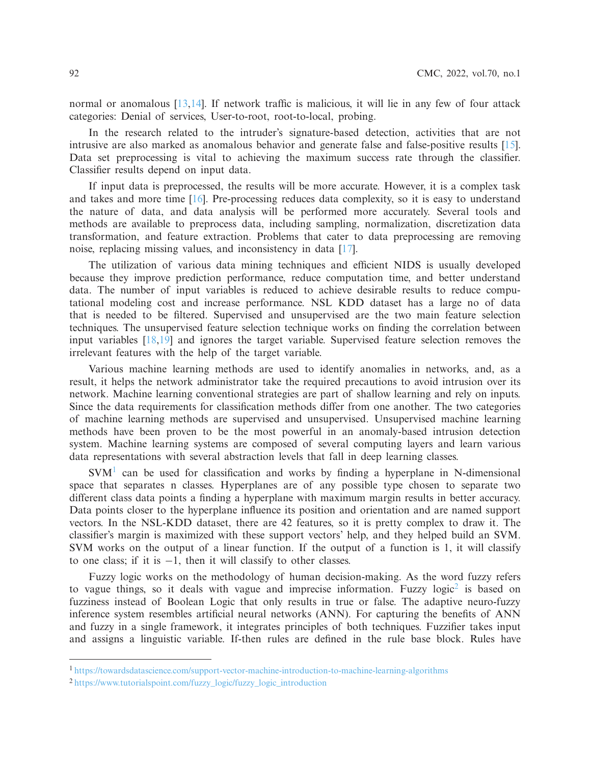normal or anomalous [13,14]. If network traffic is malicious, it will lie in any few of four attack categories: Denial of services, User-to-root, root-to-local, probing.

In the research related to the intruder's signature-based detection, activities that are not intrusive are also marked as anomalous behavior and generate false and false-positive results [15]. Data set preprocessing is vital to achieving the maximum success rate through the classifier. Classifier results depend on input data.

If input data is preprocessed, the results will be more accurate. However, it is a complex task and takes and more time [16]. Pre-processing reduces data complexity, so it is easy to understand the nature of data, and data analysis will be performed more accurately. Several tools and methods are available to preprocess data, including sampling, normalization, discretization data transformation, and feature extraction. Problems that cater to data preprocessing are removing noise, replacing missing values, and inconsistency in data [17].

The utilization of various data mining techniques and efficient NIDS is usually developed because they improve prediction performance, reduce computation time, and better understand data. The number of input variables is reduced to achieve desirable results to reduce computational modeling cost and increase performance. NSL KDD dataset has a large no of data that is needed to be filtered. Supervised and unsupervised are the two main feature selection techniques. The unsupervised feature selection technique works on finding the correlation between input variables [18,19] and ignores the target variable. Supervised feature selection removes the irrelevant features with the help of the target variable.

Various machine learning methods are used to identify anomalies in networks, and, as a result, it helps the network administrator take the required precautions to avoid intrusion over its network. Machine learning conventional strategies are part of shallow learning and rely on inputs. Since the data requirements for classification methods differ from one another. The two categories of machine learning methods are supervised and unsupervised. Unsupervised machine learning methods have been proven to be the most powerful in an anomaly-based intrusion detection system. Machine learning systems are composed of several computing layers and learn various data representations with several abstraction levels that fall in deep learning classes.

SVM[1] can be used for classification and works by finding a hyperplane in N-dimensional space that separates n classes. Hyperplanes are of any possible type chosen to separate two different class data points a finding a hyperplane with maximum margin results in better accuracy. Data points closer to the hyperplane influence its position and orientation and are named support vectors. In the NSL-KDD dataset, there are 42 features, so it is pretty complex to draw it. The classifier's margin is maximized with these support vectors' help, and they helped build an SVM. SVM works on the output of a linear function. If the output of a function is 1, it will classify to one class; if it is $-1$, then it will classify to other classes.

Fuzzy logic works on the methodology of human decision-making. As the word fuzzy refers to vague things, so it deals with vague and imprecise information. Fuzzy logic[2] is based on fuzziness instead of Boolean Logic that only results in true or false. The adaptive neuro-fuzzy inference system resembles artificial neural networks (ANN). For capturing the benefits of ANN and fuzzy in a single framework, it integrates principles of both techniques. Fuzzifier takes input and assigns a linguistic variable. If-then rules are defined in the rule base block. Rules have

---

[1] https://towardsdatascience.com/support-vector-machine-introduction-to-machine-learning-algorithms

[2] https://www.tutorialspoint.com/fuzzy_logic/fuzzy_logic_introduction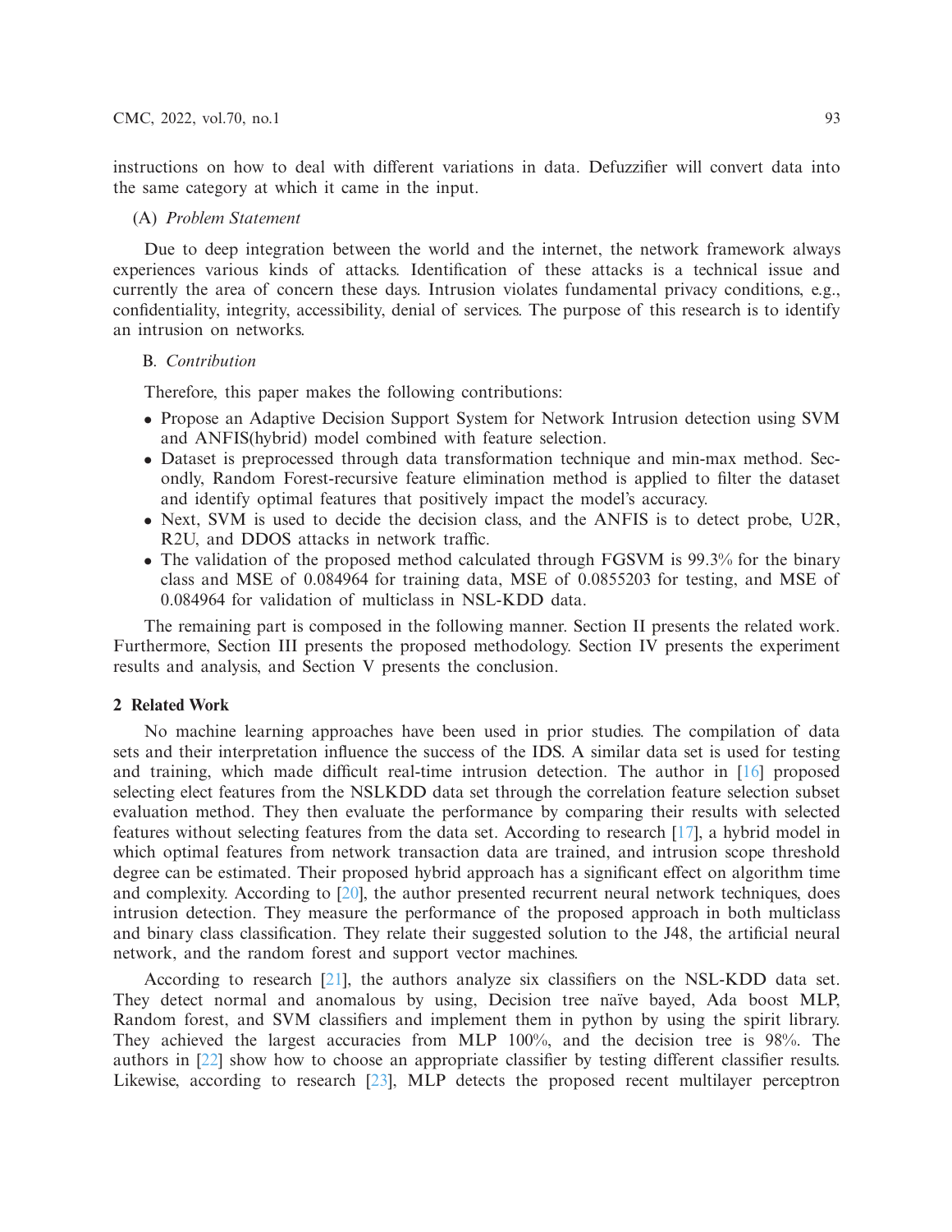instructions on how to deal with different variations in data. Defuzzifier will convert data into the same category at which it came in the input.

(A) *Problem Statement*

Due to deep integration between the world and the internet, the network framework always experiences various kinds of attacks. Identification of these attacks is a technical issue and currently the area of concern these days. Intrusion violates fundamental privacy conditions, e.g., confidentiality, integrity, accessibility, denial of services. The purpose of this research is to identify an intrusion on networks.

B. *Contribution*

Therefore, this paper makes the following contributions:

- Propose an Adaptive Decision Support System for Network Intrusion detection using SVM and ANFIS(hybrid) model combined with feature selection.
- Dataset is preprocessed through data transformation technique and min-max method. Secondly, Random Forest-recursive feature elimination method is applied to filter the dataset and identify optimal features that positively impact the model's accuracy.
- Next, SVM is used to decide the decision class, and the ANFIS is to detect probe, U2R, R2U, and DDOS attacks in network traffic.
- The validation of the proposed method calculated through FGSVM is 99.3% for the binary class and MSE of 0.084964 for training data, MSE of 0.0855203 for testing, and MSE of 0.084964 for validation of multiclass in NSL-KDD data.

The remaining part is composed in the following manner. Section II presents the related work. Furthermore, Section III presents the proposed methodology. Section IV presents the experiment results and analysis, and Section V presents the conclusion.

## 2 Related Work

No machine learning approaches have been used in prior studies. The compilation of data sets and their interpretation influence the success of the IDS. A similar data set is used for testing and training, which made difficult real-time intrusion detection. The author in [16] proposed selecting elect features from the NSLKDD data set through the correlation feature selection subset evaluation method. They then evaluate the performance by comparing their results with selected features without selecting features from the data set. According to research [17], a hybrid model in which optimal features from network transaction data are trained, and intrusion scope threshold degree can be estimated. Their proposed hybrid approach has a significant effect on algorithm time and complexity. According to [20], the author presented recurrent neural network techniques, does intrusion detection. They measure the performance of the proposed approach in both multiclass and binary class classification. They relate their suggested solution to the J48, the artificial neural network, and the random forest and support vector machines.

According to research [21], the authors analyze six classifiers on the NSL-KDD data set. They detect normal and anomalous by using, Decision tree naïve bayed, Ada boost MLP, Random forest, and SVM classifiers and implement them in python by using the spirit library. They achieved the largest accuracies from MLP 100%, and the decision tree is 98%. The authors in [22] show how to choose an appropriate classifier by testing different classifier results. Likewise, according to research [23], MLP detects the proposed recent multilayer perceptron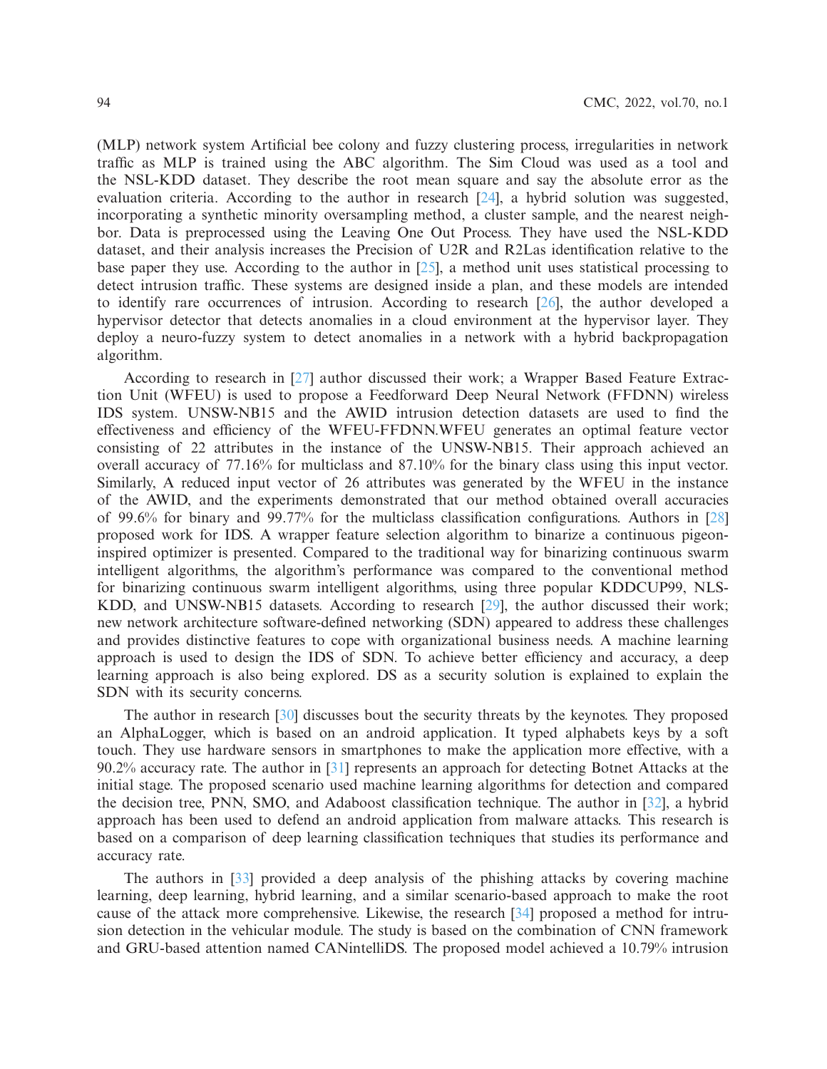(MLP) network system Artificial bee colony and fuzzy clustering process, irregularities in network traffic as MLP is trained using the ABC algorithm. The Sim Cloud was used as a tool and the NSL-KDD dataset. They describe the root mean square and say the absolute error as the evaluation criteria. According to the author in research [24], a hybrid solution was suggested, incorporating a synthetic minority oversampling method, a cluster sample, and the nearest neighbor. Data is preprocessed using the Leaving One Out Process. They have used the NSL-KDD dataset, and their analysis increases the Precision of U2R and R2Las identification relative to the base paper they use. According to the author in [25], a method unit uses statistical processing to detect intrusion traffic. These systems are designed inside a plan, and these models are intended to identify rare occurrences of intrusion. According to research [26], the author developed a hypervisor detector that detects anomalies in a cloud environment at the hypervisor layer. They deploy a neuro-fuzzy system to detect anomalies in a network with a hybrid backpropagation algorithm.

According to research in [27] author discussed their work; a Wrapper Based Feature Extraction Unit (WFEU) is used to propose a Feedforward Deep Neural Network (FFDNN) wireless IDS system. UNSW-NB15 and the AWID intrusion detection datasets are used to find the effectiveness and efficiency of the WFEU-FFDNN.WFEU generates an optimal feature vector consisting of 22 attributes in the instance of the UNSW-NB15. Their approach achieved an overall accuracy of 77.16% for multiclass and 87.10% for the binary class using this input vector. Similarly, A reduced input vector of 26 attributes was generated by the WFEU in the instance of the AWID, and the experiments demonstrated that our method obtained overall accuracies of 99.6% for binary and 99.77% for the multiclass classification configurations. Authors in [28] proposed work for IDS. A wrapper feature selection algorithm to binarize a continuous pigeon-inspired optimizer is presented. Compared to the traditional way for binarizing continuous swarm intelligent algorithms, the algorithm's performance was compared to the conventional method for binarizing continuous swarm intelligent algorithms, using three popular KDDCUP99, NLS-KDD, and UNSW-NB15 datasets. According to research [29], the author discussed their work; new network architecture software-defined networking (SDN) appeared to address these challenges and provides distinctive features to cope with organizational business needs. A machine learning approach is used to design the IDS of SDN. To achieve better efficiency and accuracy, a deep learning approach is also being explored. DS as a security solution is explained to explain the SDN with its security concerns.

The author in research [30] discusses bout the security threats by the keynotes. They proposed an AlphaLogger, which is based on an android application. It typed alphabets keys by a soft touch. They use hardware sensors in smartphones to make the application more effective, with a 90.2% accuracy rate. The author in [31] represents an approach for detecting Botnet Attacks at the initial stage. The proposed scenario used machine learning algorithms for detection and compared the decision tree, PNN, SMO, and Adaboost classification technique. The author in [32], a hybrid approach has been used to defend an android application from malware attacks. This research is based on a comparison of deep learning classification techniques that studies its performance and accuracy rate.

The authors in [33] provided a deep analysis of the phishing attacks by covering machine learning, deep learning, hybrid learning, and a similar scenario-based approach to make the root cause of the attack more comprehensive. Likewise, the research [34] proposed a method for intrusion detection in the vehicular module. The study is based on the combination of CNN framework and GRU-based attention named CANintelliDS. The proposed model achieved a 10.79% intrusion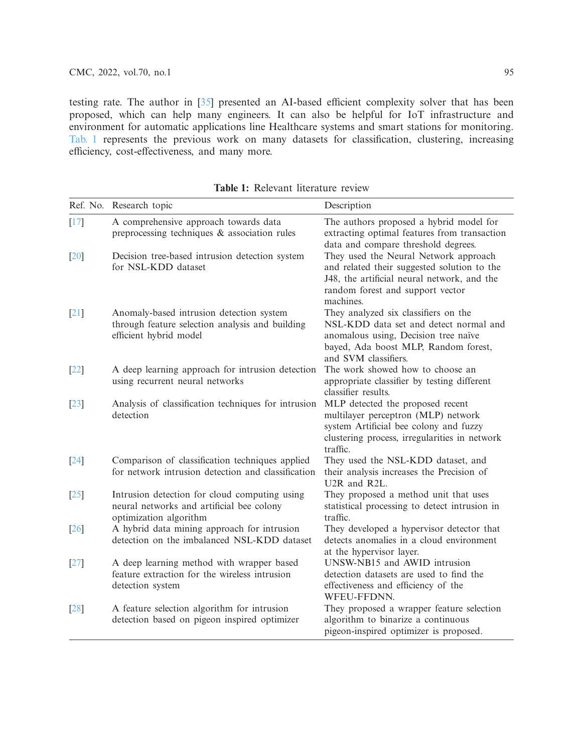testing rate. The author in [35] presented an AI-based efficient complexity solver that has been proposed, which can help many engineers. It can also be helpful for IoT infrastructure and environment for automatic applications line Healthcare systems and smart stations for monitoring. Tab. 1 represents the previous work on many datasets for classification, clustering, increasing efficiency, cost-effectiveness, and many more.

**Table 1:** Relevant literature review

| Ref. No. | Research topic | Description |
|---|---|---|
| [17] | A comprehensive approach towards data preprocessing techniques & association rules | The authors proposed a hybrid model for extracting optimal features from transaction data and compare threshold degrees. |
| [20] | Decision tree-based intrusion detection system for NSL-KDD dataset | They used the Neural Network approach and related their suggested solution to the J48, the artificial neural network, and the random forest and support vector machines. |
| [21] | Anomaly-based intrusion detection system through feature selection analysis and building efficient hybrid model | They analyzed six classifiers on the NSL-KDD data set and detect normal and anomalous using, Decision tree naïve bayed, Ada boost MLP, Random forest, and SVM classifiers. |
| [22] | A deep learning approach for intrusion detection using recurrent neural networks | The work showed how to choose an appropriate classifier by testing different classifier results. |
| [23] | Analysis of classification techniques for intrusion detection | MLP detected the proposed recent multilayer perceptron (MLP) network system Artificial bee colony and fuzzy clustering process, irregularities in network traffic. |
| [24] | Comparison of classification techniques applied for network intrusion detection and classification | They used the NSL-KDD dataset, and their analysis increases the Precision of U2R and R2L. |
| [25] | Intrusion detection for cloud computing using neural networks and artificial bee colony optimization algorithm | They proposed a method unit that uses statistical processing to detect intrusion in traffic. |
| [26] | A hybrid data mining approach for intrusion detection on the imbalanced NSL-KDD dataset | They developed a hypervisor detector that detects anomalies in a cloud environment at the hypervisor layer. |
| [27] | A deep learning method with wrapper based feature extraction for the wireless intrusion detection system | UNSW-NB15 and AWID intrusion detection datasets are used to find the effectiveness and efficiency of the WFEU-FFDNN. |
| [28] | A feature selection algorithm for intrusion detection based on pigeon inspired optimizer | They proposed a wrapper feature selection algorithm to binarize a continuous pigeon-inspired optimizer is proposed. |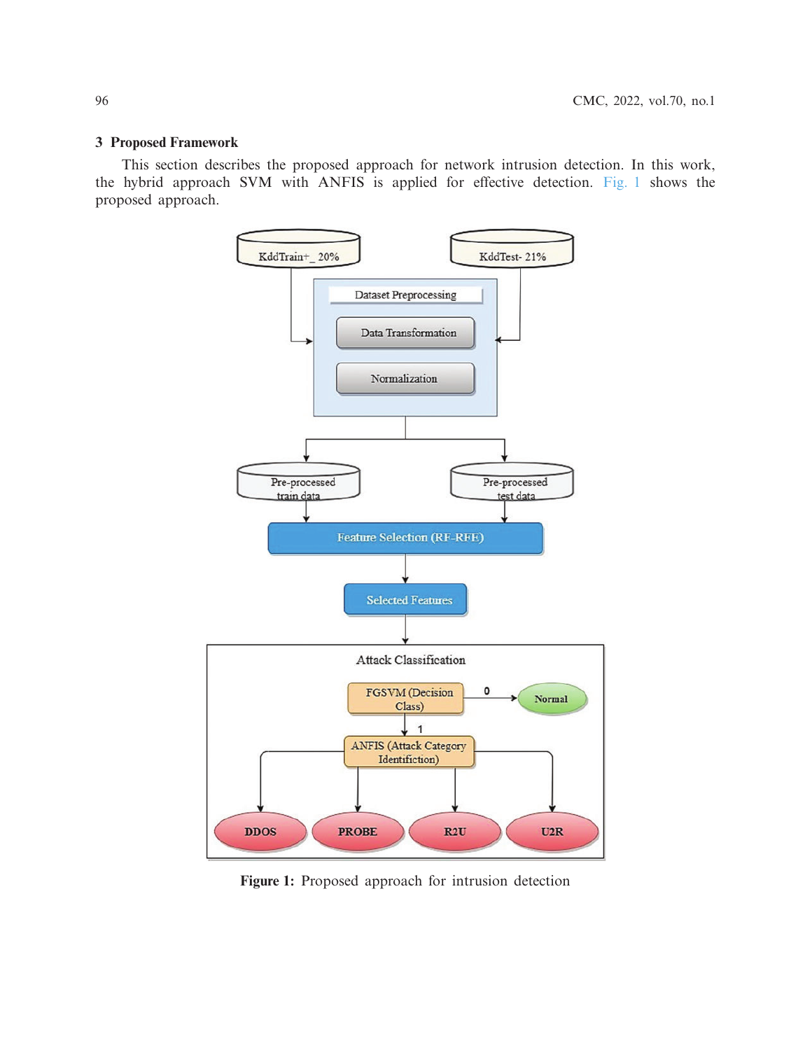## 3 Proposed Framework

This section describes the proposed approach for network intrusion detection. In this work, the hybrid approach SVM with ANFIS is applied for effective detection. Fig. 1 shows the proposed approach.

**Figure 1:** Proposed approach for intrusion detection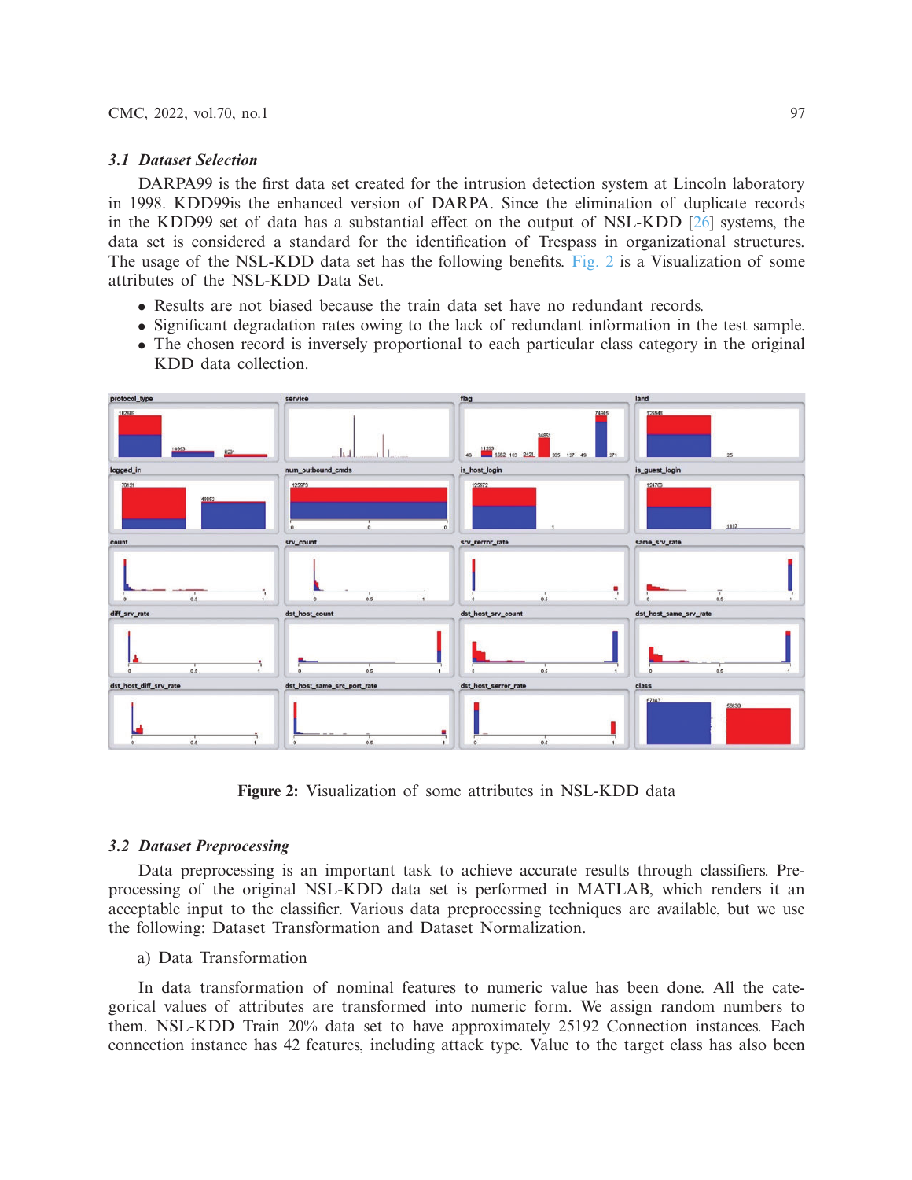### *3.1 Dataset Selection*

DARPA99 is the first data set created for the intrusion detection system at Lincoln laboratory in 1998. KDD99is the enhanced version of DARPA. Since the elimination of duplicate records in the KDD99 set of data has a substantial effect on the output of NSL-KDD [26] systems, the data set is considered a standard for the identification of Trespass in organizational structures. The usage of the NSL-KDD data set has the following benefits. Fig. 2 is a Visualization of some attributes of the NSL-KDD Data Set.

- Results are not biased because the train data set have no redundant records.
- Significant degradation rates owing to the lack of redundant information in the test sample.
- The chosen record is inversely proportional to each particular class category in the original KDD data collection.

**Figure 2:** Visualization of some attributes in NSL-KDD data

### *3.2 Dataset Preprocessing*

Data preprocessing is an important task to achieve accurate results through classifiers. Preprocessing of the original NSL-KDD data set is performed in MATLAB, which renders it an acceptable input to the classifier. Various data preprocessing techniques are available, but we use the following: Dataset Transformation and Dataset Normalization.

a) Data Transformation

In data transformation of nominal features to numeric value has been done. All the categorical values of attributes are transformed into numeric form. We assign random numbers to them. NSL-KDD Train 20% data set to have approximately 25192 Connection instances. Each connection instance has 42 features, including attack type. Value to the target class has also been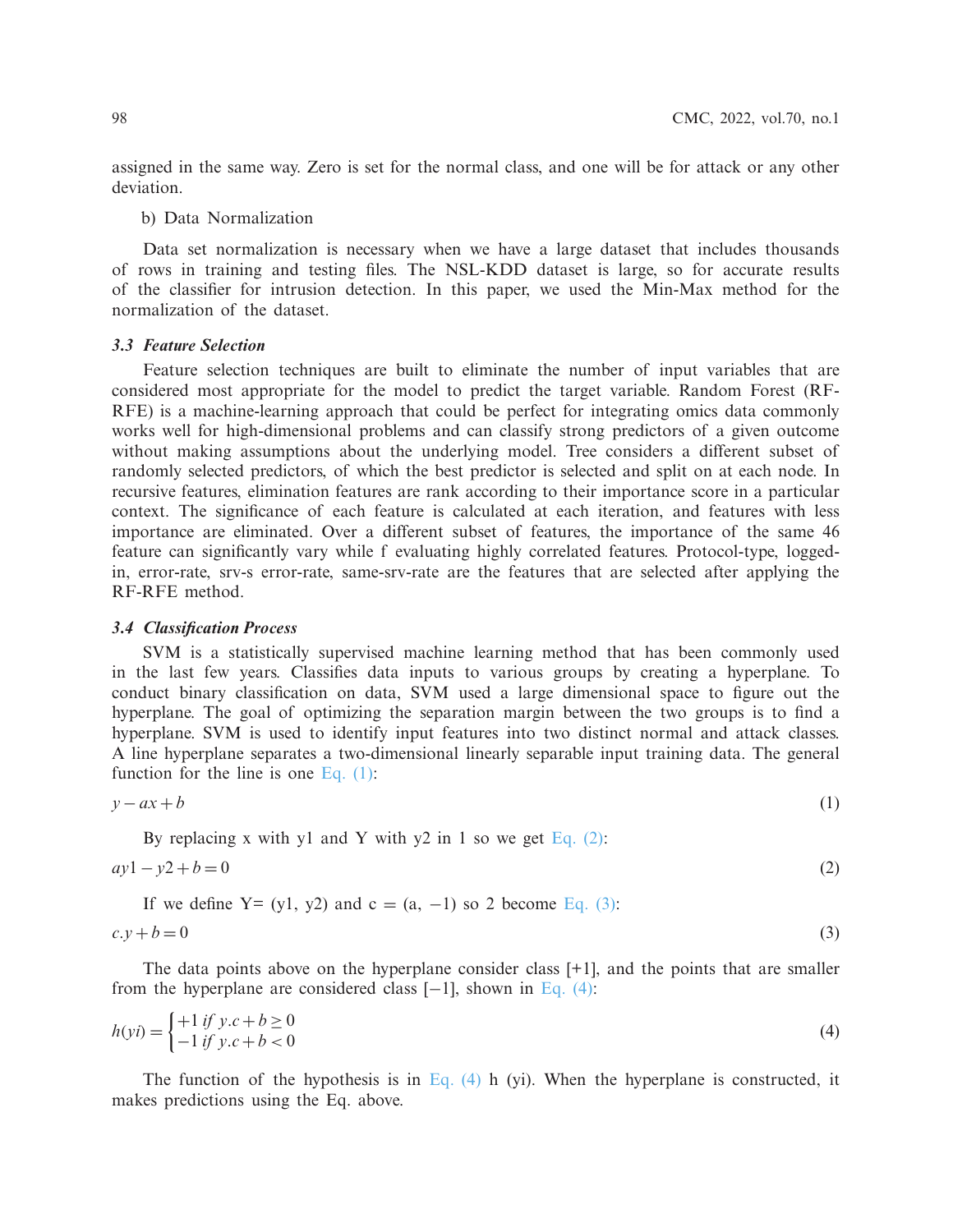assigned in the same way. Zero is set for the normal class, and one will be for attack or any other deviation.

b) Data Normalization

Data set normalization is necessary when we have a large dataset that includes thousands of rows in training and testing files. The NSL-KDD dataset is large, so for accurate results of the classifier for intrusion detection. In this paper, we used the Min-Max method for the normalization of the dataset.

### *3.3 Feature Selection*

Feature selection techniques are built to eliminate the number of input variables that are considered most appropriate for the model to predict the target variable. Random Forest (RF-RFE) is a machine-learning approach that could be perfect for integrating omics data commonly works well for high-dimensional problems and can classify strong predictors of a given outcome without making assumptions about the underlying model. Tree considers a different subset of randomly selected predictors, of which the best predictor is selected and split on at each node. In recursive features, elimination features are rank according to their importance score in a particular context. The significance of each feature is calculated at each iteration, and features with less importance are eliminated. Over a different subset of features, the importance of the same 46 feature can significantly vary while f evaluating highly correlated features. Protocol-type, logged-in, error-rate, srv-s error-rate, same-srv-rate are the features that are selected after applying the RF-RFE method.

### *3.4 Classification Process*

SVM is a statistically supervised machine learning method that has been commonly used in the last few years. Classifies data inputs to various groups by creating a hyperplane. To conduct binary classification on data, SVM used a large dimensional space to figure out the hyperplane. The goal of optimizing the separation margin between the two groups is to find a hyperplane. SVM is used to identify input features into two distinct normal and attack classes. A line hyperplane separates a two-dimensional linearly separable input training data. The general function for the line is one Eq. (1):

$$y - ax + b \tag{1}$$

By replacing x with y1 and Y with y2 in 1 so we get Eq. (2):

$$ay1 - y2 + b = 0 \tag{2}$$

If we define Y= (y1, y2) and c = (a, −1) so 2 become Eq. (3):

$$c.y + b = 0 \tag{3}$$

The data points above on the hyperplane consider class [+1], and the points that are smaller from the hyperplane are considered class [−1], shown in Eq. (4):

$$h(yi) = \begin{cases} +1 \; if \; y.c + b \geq 0 \\ -1 \; if \; y.c + b < 0 \end{cases} \tag{4}$$

The function of the hypothesis is in Eq. (4) h (yi). When the hyperplane is constructed, it makes predictions using the Eq. above.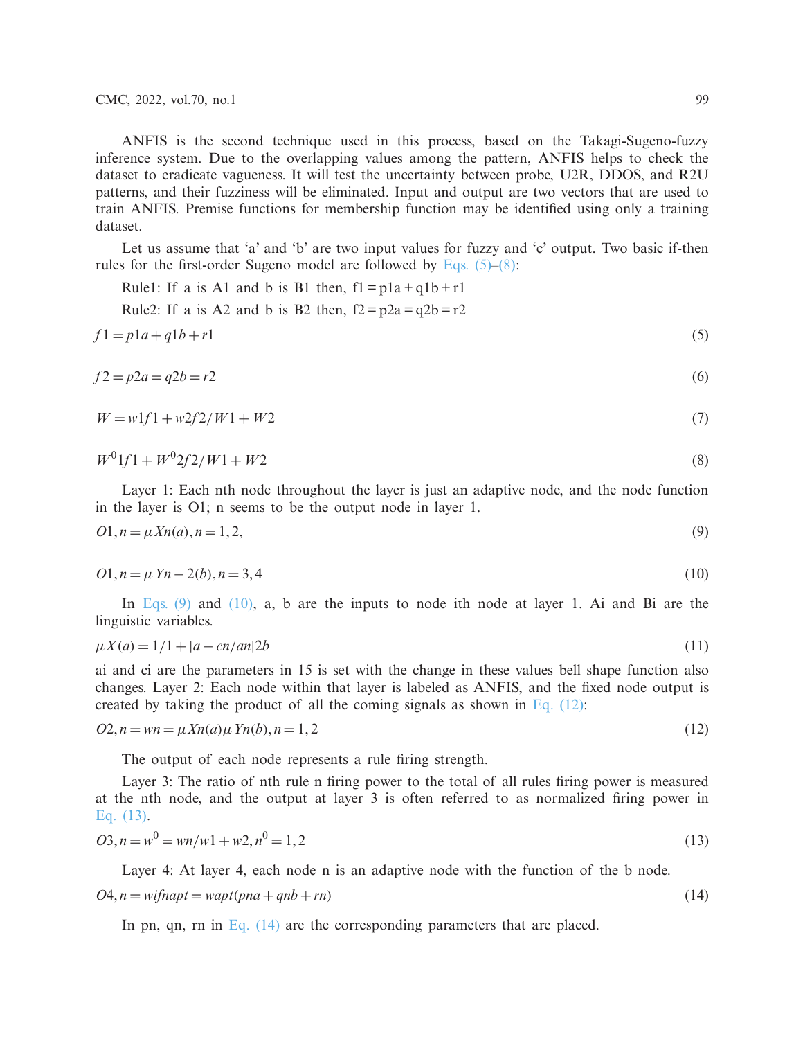ANFIS is the second technique used in this process, based on the Takagi-Sugeno-fuzzy inference system. Due to the overlapping values among the pattern, ANFIS helps to check the dataset to eradicate vagueness. It will test the uncertainty between probe, U2R, DDOS, and R2U patterns, and their fuzziness will be eliminated. Input and output are two vectors that are used to train ANFIS. Premise functions for membership function may be identified using only a training dataset.

Let us assume that 'a' and 'b' are two input values for fuzzy and 'c' output. Two basic if-then rules for the first-order Sugeno model are followed by Eqs. (5)–(8):

Rule1: If a is A1 and b is B1 then, f1 = p1a + q1b + r1

Rule2: If a is A2 and b is B2 then, f2 = p2a = q2b = r2

$$f1 = p1a + q1b + r1 \tag{5}$$

$$f2 = p2a = q2b = r2 \tag{6}$$

$$W = w1f1 + w2f2/W1 + W2 \tag{7}$$

$$W^0 1f1 + W^0 2f2/W1 + W2 \tag{8}$$

Layer 1: Each nth node throughout the layer is just an adaptive node, and the node function in the layer is O1; n seems to be the output node in layer 1.

$$O1, n = \mu Xn(a), n = 1, 2, \tag{9}$$

$$O1, n = \mu Yn - 2(b), n = 3, 4 \tag{10}$$

In Eqs. (9) and (10), a, b are the inputs to node ith node at layer 1. Ai and Bi are the linguistic variables.

$$\mu X(a) = 1/1 + |a - cn/an|2b \tag{11}$$

ai and ci are the parameters in 15 is set with the change in these values bell shape function also changes. Layer 2: Each node within that layer is labeled as ANFIS, and the fixed node output is created by taking the product of all the coming signals as shown in Eq. (12):

$$O2, n = wn = \mu Xn(a)\mu Yn(b), n = 1, 2 \tag{12}$$

The output of each node represents a rule firing strength.

Layer 3: The ratio of nth rule n firing power to the total of all rules firing power is measured at the nth node, and the output at layer 3 is often referred to as normalized firing power in Eq. (13).

$$O3, n = w^0 = wn/w1 + w2, n^0 = 1, 2 \tag{13}$$

Layer 4: At layer 4, each node n is an adaptive node with the function of the b node.

$$O4, n = wifnapt = wapt(pna + qnb + rn) \tag{14}$$

In pn, qn, rn in Eq. (14) are the corresponding parameters that are placed.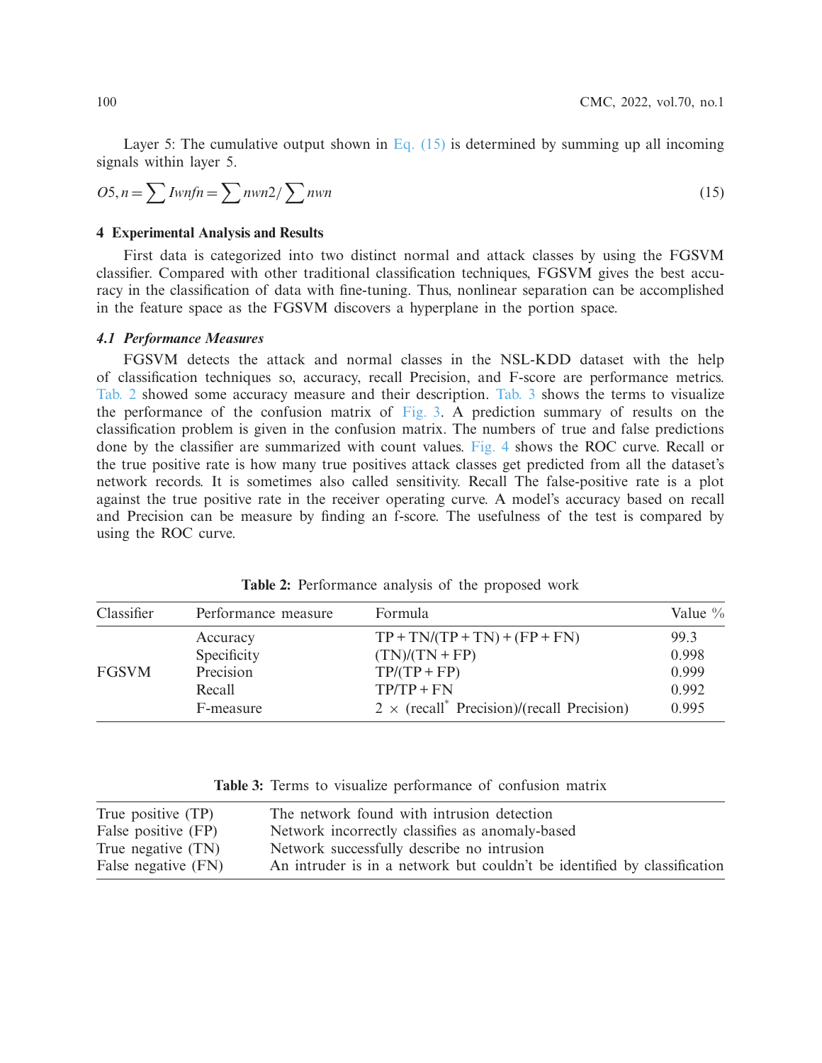Layer 5: The cumulative output shown in Eq. (15) is determined by summing up all incoming signals within layer 5.

$$O5, n = \sum Iwnfn = \sum nwn2 / \sum nwn \tag{15}$$

## 4 Experimental Analysis and Results

First data is categorized into two distinct normal and attack classes by using the FGSVM classifier. Compared with other traditional classification techniques, FGSVM gives the best accuracy in the classification of data with fine-tuning. Thus, nonlinear separation can be accomplished in the feature space as the FGSVM discovers a hyperplane in the portion space.

### *4.1 Performance Measures*

FGSVM detects the attack and normal classes in the NSL-KDD dataset with the help of classification techniques so, accuracy, recall Precision, and F-score are performance metrics. Tab. 2 showed some accuracy measure and their description. Tab. 3 shows the terms to visualize the performance of the confusion matrix of Fig. 3. A prediction summary of results on the classification problem is given in the confusion matrix. The numbers of true and false predictions done by the classifier are summarized with count values. Fig. 4 shows the ROC curve. Recall or the true positive rate is how many true positives attack classes get predicted from all the dataset's network records. It is sometimes also called sensitivity. Recall The false-positive rate is a plot against the true positive rate in the receiver operating curve. A model's accuracy based on recall and Precision can be measure by finding an f-score. The usefulness of the test is compared by using the ROC curve.

**Table 2:** Performance analysis of the proposed work

| Classifier | Performance measure | Formula | Value % |
|---|---|---|---|
| FGSVM | Accuracy | TP + TN/(TP + TN) + (FP + FN) | 99.3 |
| | Specificity | (TN)/(TN + FP) | 0.998 |
| | Precision | TP/(TP + FP) | 0.999 |
| | Recall | TP/TP + FN | 0.992 |
| | F-measure | 2 × (recall* Precision)/(recall Precision) | 0.995 |

**Table 3:** Terms to visualize performance of confusion matrix

| | |
|---|---|
| True positive (TP) | The network found with intrusion detection |
| False positive (FP) | Network incorrectly classifies as anomaly-based |
| True negative (TN) | Network successfully describe no intrusion |
| False negative (FN) | An intruder is in a network but couldn't be identified by classification |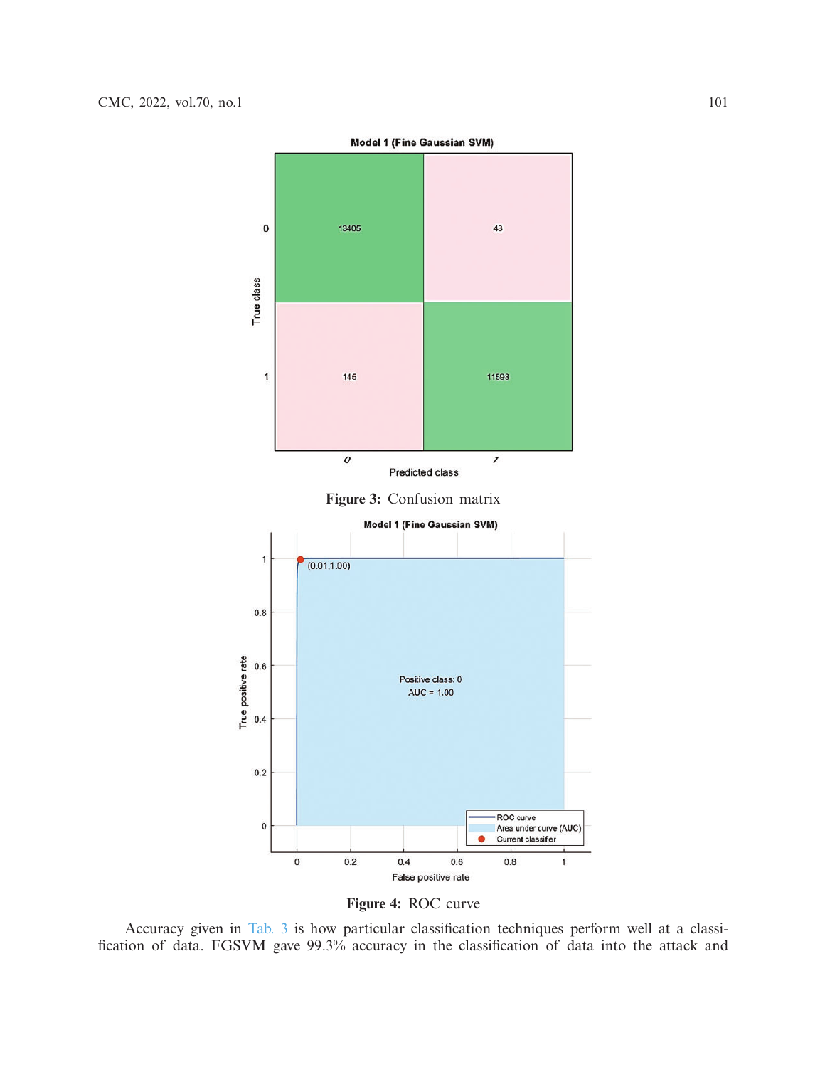Figure 3: Confusion matrix

Figure 4: ROC curve

Accuracy given in Tab. 3 is how particular classification techniques perform well at a classification of data. FGSVM gave 99.3% accuracy in the classification of data into the attack and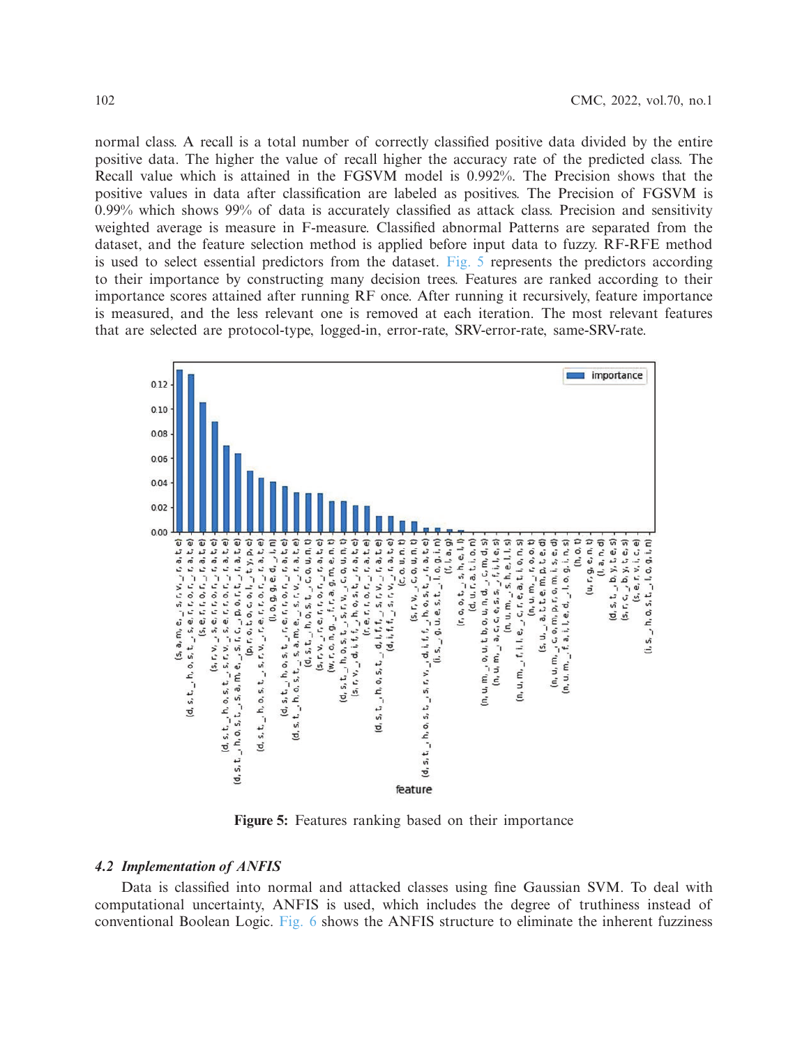normal class. A recall is a total number of correctly classified positive data divided by the entire positive data. The higher the value of recall higher the accuracy rate of the predicted class. The Recall value which is attained in the FGSVM model is 0.992%. The Precision shows that the positive values in data after classification are labeled as positives. The Precision of FGSVM is 0.99% which shows 99% of data is accurately classified as attack class. Precision and sensitivity weighted average is measure in F-measure. Classified abnormal Patterns are separated from the dataset, and the feature selection method is applied before input data to fuzzy. RF-RFE method is used to select essential predictors from the dataset. Fig. 5 represents the predictors according to their importance by constructing many decision trees. Features are ranked according to their importance scores attained after running RF once. After running it recursively, feature importance is measured, and the less relevant one is removed at each iteration. The most relevant features that are selected are protocol-type, logged-in, error-rate, SRV-error-rate, same-SRV-rate.

**Figure 5:** Features ranking based on their importance

### *4.2 Implementation of ANFIS*

Data is classified into normal and attacked classes using fine Gaussian SVM. To deal with computational uncertainty, ANFIS is used, which includes the degree of truthiness instead of conventional Boolean Logic. Fig. 6 shows the ANFIS structure to eliminate the inherent fuzziness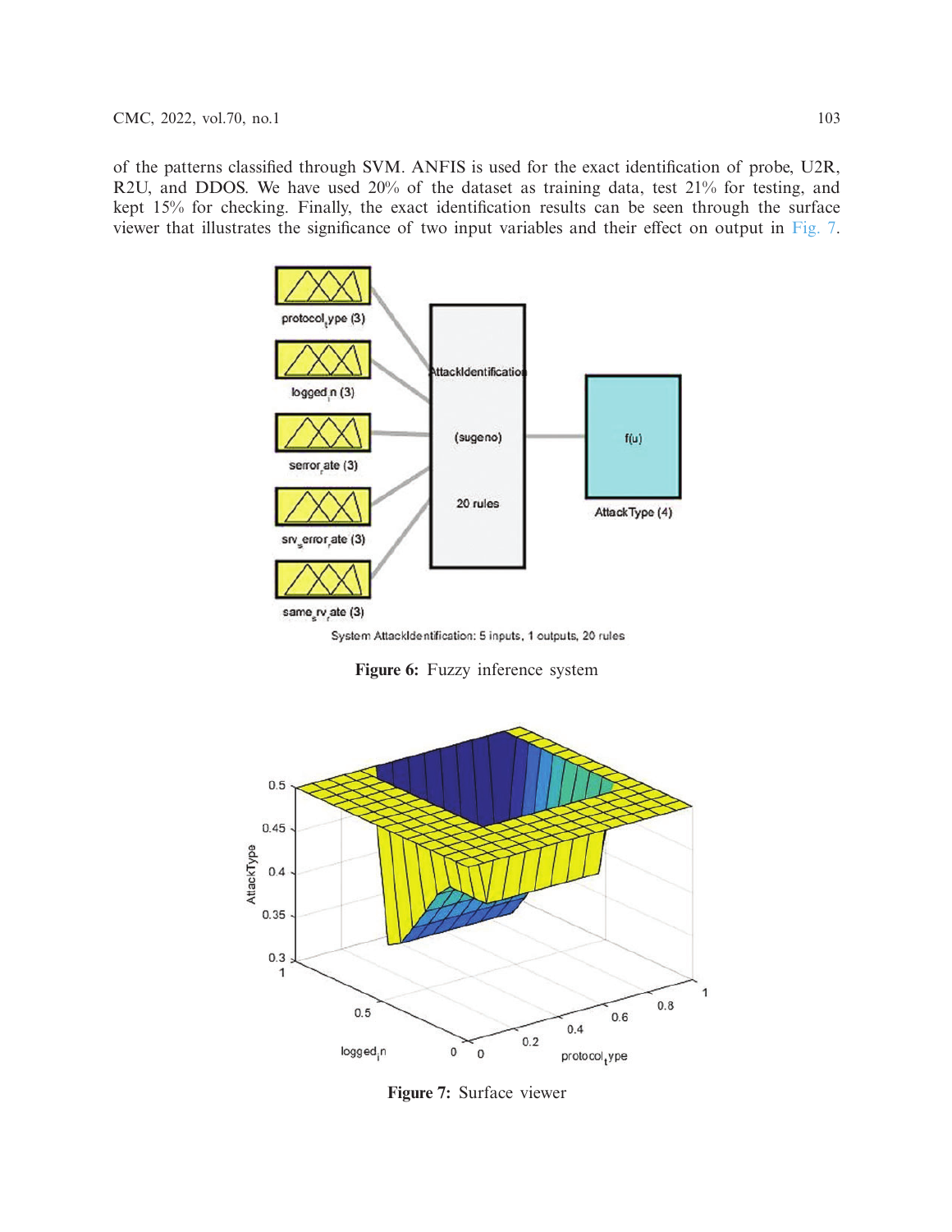of the patterns classified through SVM. ANFIS is used for the exact identification of probe, U2R, R2U, and DDOS. We have used 20% of the dataset as training data, test 21% for testing, and kept 15% for checking. Finally, the exact identification results can be seen through the surface viewer that illustrates the significance of two input variables and their effect on output in Fig. 7.

**Figure 6:** Fuzzy inference system

**Figure 7:** Surface viewer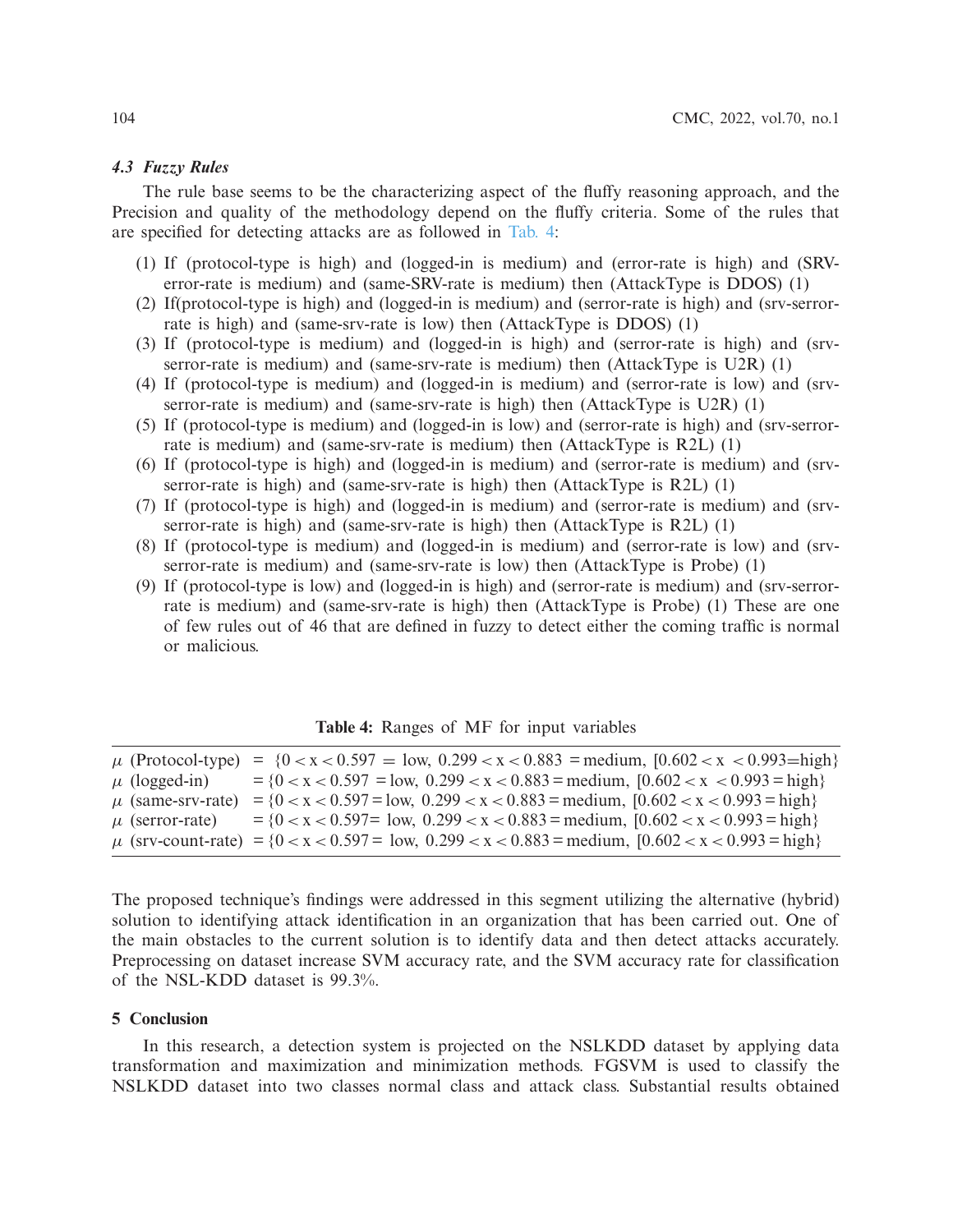### 4.3 Fuzzy Rules

The rule base seems to be the characterizing aspect of the fluffy reasoning approach, and the Precision and quality of the methodology depend on the fluffy criteria. Some of the rules that are specified for detecting attacks are as followed in Tab. 4:

(1) If (protocol-type is high) and (logged-in is medium) and (error-rate is high) and (SRV-error-rate is medium) and (same-SRV-rate is medium) then (AttackType is DDOS) (1)
(2) If(protocol-type is high) and (logged-in is medium) and (serror-rate is high) and (srv-serror-rate is high) and (same-srv-rate is low) then (AttackType is DDOS) (1)
(3) If (protocol-type is medium) and (logged-in is high) and (serror-rate is high) and (srv-serror-rate is medium) and (same-srv-rate is medium) then (AttackType is U2R) (1)
(4) If (protocol-type is medium) and (logged-in is medium) and (serror-rate is low) and (srv-serror-rate is medium) and (same-srv-rate is high) then (AttackType is U2R) (1)
(5) If (protocol-type is medium) and (logged-in is low) and (serror-rate is high) and (srv-serror-rate is medium) and (same-srv-rate is medium) then (AttackType is R2L) (1)
(6) If (protocol-type is high) and (logged-in is medium) and (serror-rate is medium) and (srv-serror-rate is high) and (same-srv-rate is high) then (AttackType is R2L) (1)
(7) If (protocol-type is high) and (logged-in is medium) and (serror-rate is medium) and (srv-serror-rate is high) and (same-srv-rate is high) then (AttackType is R2L) (1)
(8) If (protocol-type is medium) and (logged-in is medium) and (serror-rate is low) and (srv-serror-rate is medium) and (same-srv-rate is low) then (AttackType is Probe) (1)
(9) If (protocol-type is low) and (logged-in is high) and (serror-rate is medium) and (srv-serror-rate is medium) and (same-srv-rate is high) then (AttackType is Probe) (1) These are one of few rules out of 46 that are defined in fuzzy to detect either the coming traffic is normal or malicious.

**Table 4:** Ranges of MF for input variables

| | |
|---|---|
| $\mu$ (Protocol-type) | = {$0 < x < 0.597$ = low, $0.299 < x < 0.883$ = medium, [$0.602 < x < 0.993$=high} |
| $\mu$ (logged-in) | = {$0 < x < 0.597$ = low, $0.299 < x < 0.883$ = medium, [$0.602 < x < 0.993$ = high} |
| $\mu$ (same-srv-rate) | = {$0 < x < 0.597$ = low, $0.299 < x < 0.883$ = medium, [$0.602 < x < 0.993$ = high} |
| $\mu$ (serror-rate) | = {$0 < x < 0.597$= low, $0.299 < x < 0.883$ = medium, [$0.602 < x < 0.993$ = high} |
| $\mu$ (srv-count-rate) | = {$0 < x < 0.597$= low, $0.299 < x < 0.883$ = medium, [$0.602 < x < 0.993$ = high} |

The proposed technique's findings were addressed in this segment utilizing the alternative (hybrid) solution to identifying attack identification in an organization that has been carried out. One of the main obstacles to the current solution is to identify data and then detect attacks accurately. Preprocessing on dataset increase SVM accuracy rate, and the SVM accuracy rate for classification of the NSL-KDD dataset is 99.3%.

## 5 Conclusion

In this research, a detection system is projected on the NSLKDD dataset by applying data transformation and maximization and minimization methods. FGSVM is used to classify the NSLKDD dataset into two classes normal class and attack class. Substantial results obtained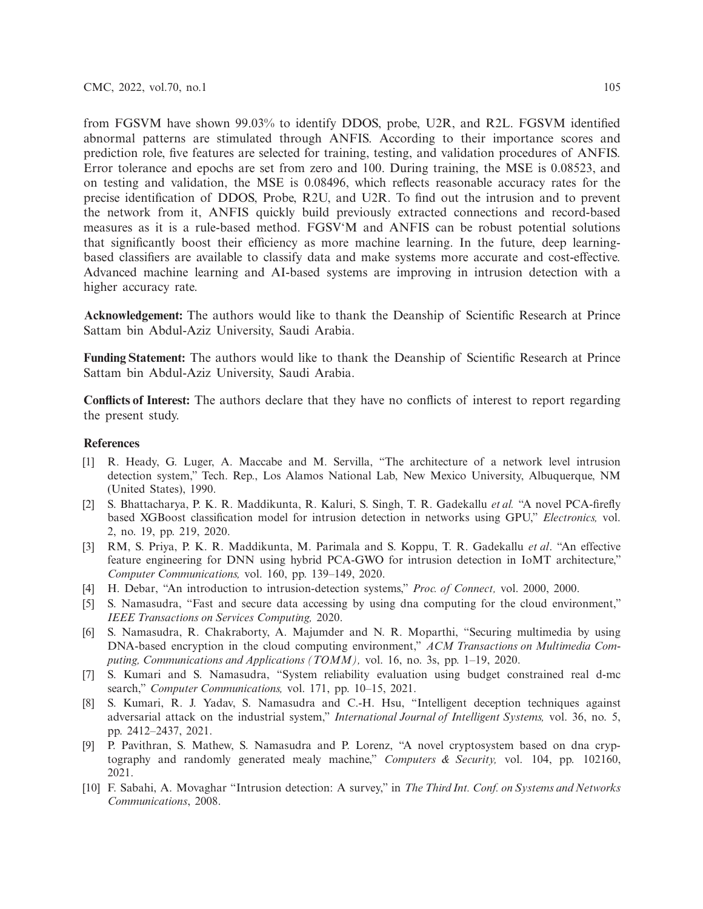from FGSVM have shown 99.03% to identify DDOS, probe, U2R, and R2L. FGSVM identified abnormal patterns are stimulated through ANFIS. According to their importance scores and prediction role, five features are selected for training, testing, and validation procedures of ANFIS. Error tolerance and epochs are set from zero and 100. During training, the MSE is 0.08523, and on testing and validation, the MSE is 0.08496, which reflects reasonable accuracy rates for the precise identification of DDOS, Probe, R2U, and U2R. To find out the intrusion and to prevent the network from it, ANFIS quickly build previously extracted connections and record-based measures as it is a rule-based method. FGSV'M and ANFIS can be robust potential solutions that significantly boost their efficiency as more machine learning. In the future, deep learning-based classifiers are available to classify data and make systems more accurate and cost-effective. Advanced machine learning and AI-based systems are improving in intrusion detection with a higher accuracy rate.

**Acknowledgement:** The authors would like to thank the Deanship of Scientific Research at Prince Sattam bin Abdul-Aziz University, Saudi Arabia.

**Funding Statement:** The authors would like to thank the Deanship of Scientific Research at Prince Sattam bin Abdul-Aziz University, Saudi Arabia.

**Conflicts of Interest:** The authors declare that they have no conflicts of interest to report regarding the present study.

## References

[1] R. Heady, G. Luger, A. Maccabe and M. Servilla, "The architecture of a network level intrusion detection system," Tech. Rep., Los Alamos National Lab, New Mexico University, Albuquerque, NM (United States), 1990.

[2] S. Bhattacharya, P. K. R. Maddikunta, R. Kaluri, S. Singh, T. R. Gadekallu *et al.* "A novel PCA-firefly based XGBoost classification model for intrusion detection in networks using GPU," *Electronics,* vol. 2, no. 19, pp. 219, 2020.

[3] RM, S. Priya, P. K. R. Maddikunta, M. Parimala and S. Koppu, T. R. Gadekallu *et al*. "An effective feature engineering for DNN using hybrid PCA-GWO for intrusion detection in IoMT architecture," *Computer Communications,* vol. 160, pp. 139–149, 2020.

[4] H. Debar, "An introduction to intrusion-detection systems," *Proc. of Connect,* vol. 2000, 2000.

[5] S. Namasudra, "Fast and secure data accessing by using dna computing for the cloud environment," *IEEE Transactions on Services Computing,* 2020.

[6] S. Namasudra, R. Chakraborty, A. Majumder and N. R. Moparthi, "Securing multimedia by using DNA-based encryption in the cloud computing environment," *ACM Transactions on Multimedia Computing, Communications and Applications (TOMM),* vol. 16, no. 3s, pp. 1–19, 2020.

[7] S. Kumari and S. Namasudra, "System reliability evaluation using budget constrained real d-mc search," *Computer Communications,* vol. 171, pp. 10–15, 2021.

[8] S. Kumari, R. J. Yadav, S. Namasudra and C.-H. Hsu, "Intelligent deception techniques against adversarial attack on the industrial system," *International Journal of Intelligent Systems,* vol. 36, no. 5, pp. 2412–2437, 2021.

[9] P. Pavithran, S. Mathew, S. Namasudra and P. Lorenz, "A novel cryptosystem based on dna cryptography and randomly generated mealy machine," *Computers & Security,* vol. 104, pp. 102160, 2021.

[10] F. Sabahi, A. Movaghar "Intrusion detection: A survey," in *The Third Int. Conf. on Systems and Networks Communications*, 2008.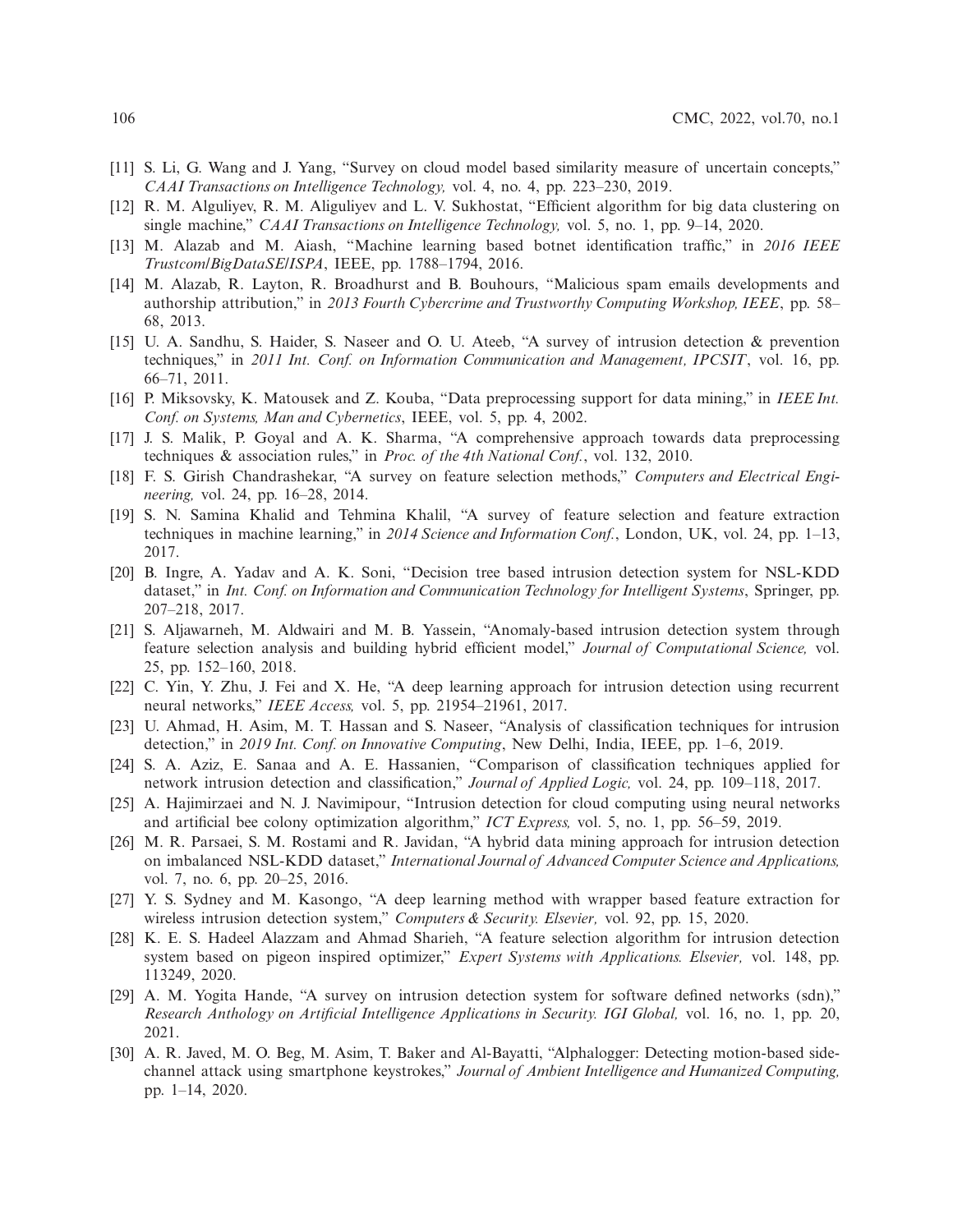[11] S. Li, G. Wang and J. Yang, "Survey on cloud model based similarity measure of uncertain concepts," *CAAI Transactions on Intelligence Technology,* vol. 4, no. 4, pp. 223–230, 2019.

[12] R. M. Alguliyev, R. M. Aliguliyev and L. V. Sukhostat, "Efficient algorithm for big data clustering on single machine," *CAAI Transactions on Intelligence Technology,* vol. 5, no. 1, pp. 9–14, 2020.

[13] M. Alazab and M. Aiash, "Machine learning based botnet identification traffic," in *2016 IEEE Trustcom/BigDataSE/ISPA*, IEEE, pp. 1788–1794, 2016.

[14] M. Alazab, R. Layton, R. Broadhurst and B. Bouhours, "Malicious spam emails developments and authorship attribution," in *2013 Fourth Cybercrime and Trustworthy Computing Workshop, IEEE*, pp. 58–68, 2013.

[15] U. A. Sandhu, S. Haider, S. Naseer and O. U. Ateeb, "A survey of intrusion detection & prevention techniques," in *2011 Int. Conf. on Information Communication and Management, IPCSIT*, vol. 16, pp. 66–71, 2011.

[16] P. Miksovsky, K. Matousek and Z. Kouba, "Data preprocessing support for data mining," in *IEEE Int. Conf. on Systems, Man and Cybernetics*, IEEE, vol. 5, pp. 4, 2002.

[17] J. S. Malik, P. Goyal and A. K. Sharma, "A comprehensive approach towards data preprocessing techniques & association rules," in *Proc. of the 4th National Conf.*, vol. 132, 2010.

[18] F. S. Girish Chandrashekar, "A survey on feature selection methods," *Computers and Electrical Engineering,* vol. 24, pp. 16–28, 2014.

[19] S. N. Samina Khalid and Tehmina Khalil, "A survey of feature selection and feature extraction techniques in machine learning," in *2014 Science and Information Conf.*, London, UK, vol. 24, pp. 1–13, 2017.

[20] B. Ingre, A. Yadav and A. K. Soni, "Decision tree based intrusion detection system for NSL-KDD dataset," in *Int. Conf. on Information and Communication Technology for Intelligent Systems*, Springer, pp. 207–218, 2017.

[21] S. Aljawarneh, M. Aldwairi and M. B. Yassein, "Anomaly-based intrusion detection system through feature selection analysis and building hybrid efficient model," *Journal of Computational Science,* vol. 25, pp. 152–160, 2018.

[22] C. Yin, Y. Zhu, J. Fei and X. He, "A deep learning approach for intrusion detection using recurrent neural networks," *IEEE Access,* vol. 5, pp. 21954–21961, 2017.

[23] U. Ahmad, H. Asim, M. T. Hassan and S. Naseer, "Analysis of classification techniques for intrusion detection," in *2019 Int. Conf. on Innovative Computing*, New Delhi, India, IEEE, pp. 1–6, 2019.

[24] S. A. Aziz, E. Sanaa and A. E. Hassanien, "Comparison of classification techniques applied for network intrusion detection and classification," *Journal of Applied Logic,* vol. 24, pp. 109–118, 2017.

[25] A. Hajimirzaei and N. J. Navimipour, "Intrusion detection for cloud computing using neural networks and artificial bee colony optimization algorithm," *ICT Express,* vol. 5, no. 1, pp. 56–59, 2019.

[26] M. R. Parsaei, S. M. Rostami and R. Javidan, "A hybrid data mining approach for intrusion detection on imbalanced NSL-KDD dataset," *International Journal of Advanced Computer Science and Applications,* vol. 7, no. 6, pp. 20–25, 2016.

[27] Y. S. Sydney and M. Kasongo, "A deep learning method with wrapper based feature extraction for wireless intrusion detection system," *Computers & Security. Elsevier,* vol. 92, pp. 15, 2020.

[28] K. E. S. Hadeel Alazzam and Ahmad Sharieh, "A feature selection algorithm for intrusion detection system based on pigeon inspired optimizer," *Expert Systems with Applications. Elsevier,* vol. 148, pp. 113249, 2020.

[29] A. M. Yogita Hande, "A survey on intrusion detection system for software defined networks (sdn)," *Research Anthology on Artificial Intelligence Applications in Security. IGI Global,* vol. 16, no. 1, pp. 20, 2021.

[30] A. R. Javed, M. O. Beg, M. Asim, T. Baker and Al-Bayatti, "Alphalogger: Detecting motion-based side-channel attack using smartphone keystrokes," *Journal of Ambient Intelligence and Humanized Computing,* pp. 1–14, 2020.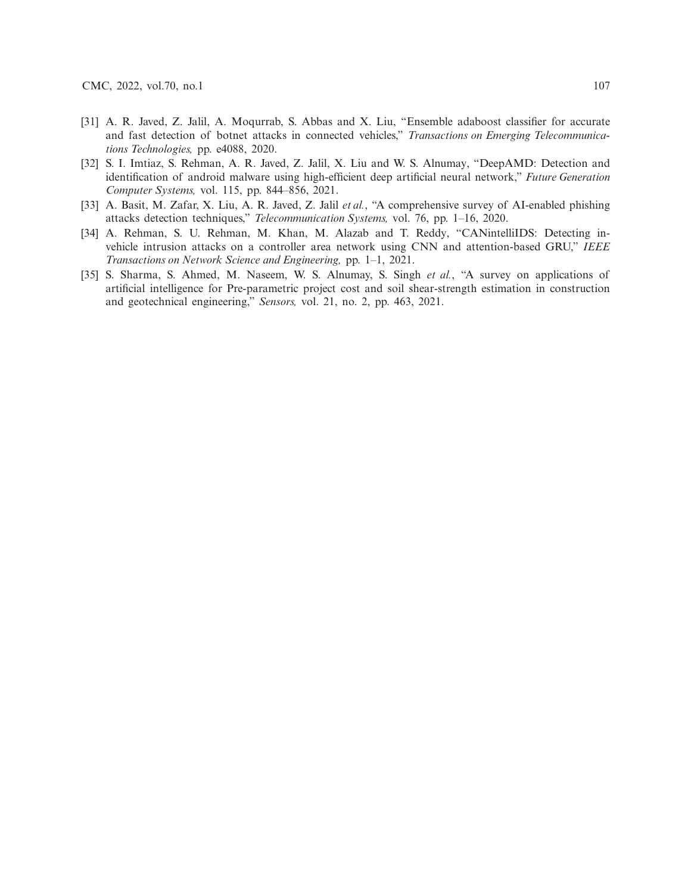[31] A. R. Javed, Z. Jalil, A. Moqurrab, S. Abbas and X. Liu, "Ensemble adaboost classifier for accurate and fast detection of botnet attacks in connected vehicles," *Transactions on Emerging Telecommunications Technologies,* pp. e4088, 2020.

[32] S. I. Imtiaz, S. Rehman, A. R. Javed, Z. Jalil, X. Liu and W. S. Alnumay, "DeepAMD: Detection and identification of android malware using high-efficient deep artificial neural network," *Future Generation Computer Systems,* vol. 115, pp. 844–856, 2021.

[33] A. Basit, M. Zafar, X. Liu, A. R. Javed, Z. Jalil *et al.*, "A comprehensive survey of AI-enabled phishing attacks detection techniques," *Telecommunication Systems,* vol. 76, pp. 1–16, 2020.

[34] A. Rehman, S. U. Rehman, M. Khan, M. Alazab and T. Reddy, "CANintelliIDS: Detecting in-vehicle intrusion attacks on a controller area network using CNN and attention-based GRU," *IEEE Transactions on Network Science and Engineering,* pp. 1–1, 2021.

[35] S. Sharma, S. Ahmed, M. Naseem, W. S. Alnumay, S. Singh *et al.*, "A survey on applications of artificial intelligence for Pre-parametric project cost and soil shear-strength estimation in construction and geotechnical engineering," *Sensors,* vol. 21, no. 2, pp. 463, 2021.